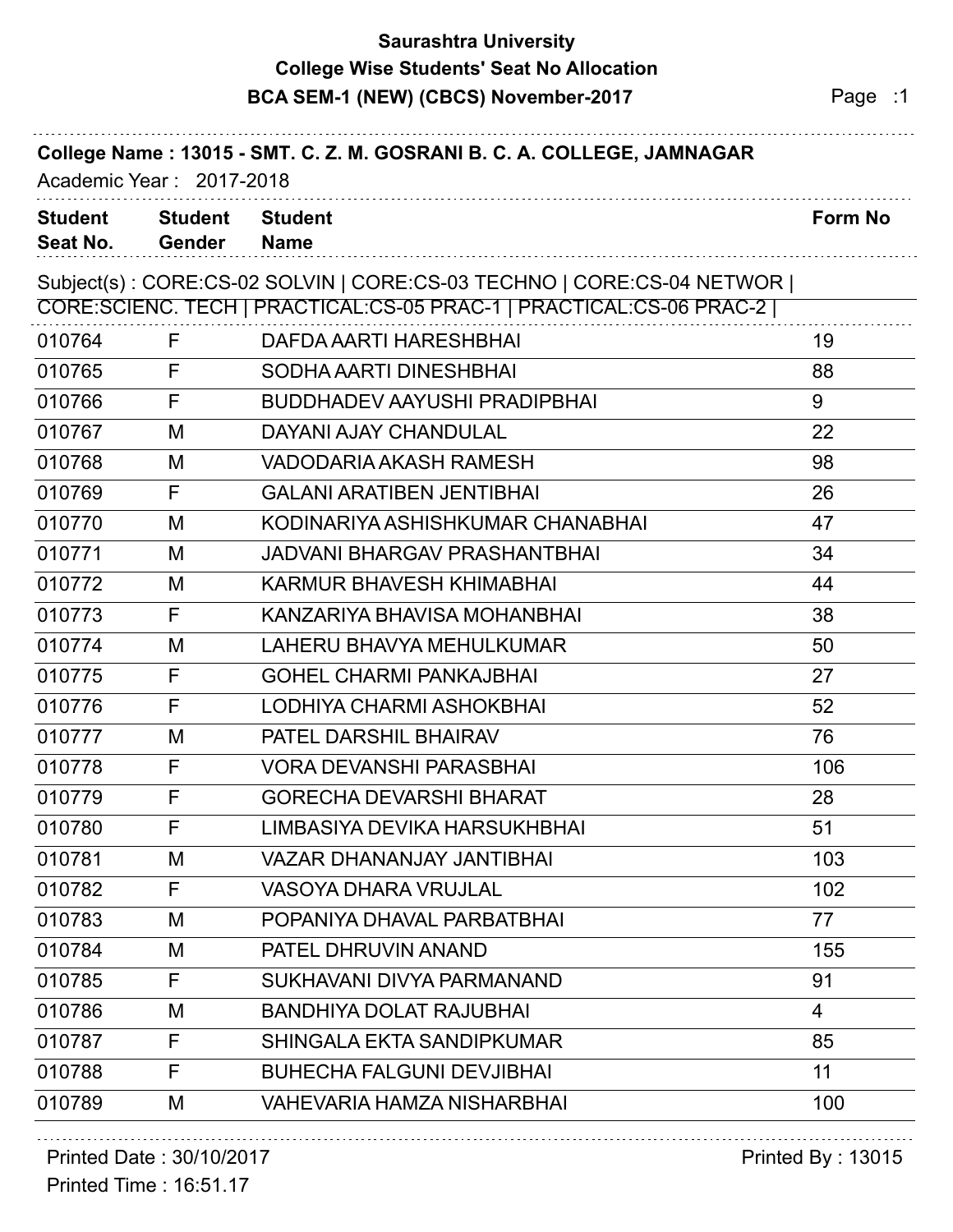# Saurashtra University

## College Wise Students' Seat No Allocation

## BCA SEM-1 (NEW) (CBCS) November-2017

**College Name : 13015 - SMT. C. Z. M. GOSRANI B. C. A. COLLEGE, JAMNAGAR**

Academic Year : 2017-2018

Subject(s) : CORE:CS-02 SOLVIN | CORE:CS-03 TECHNO | CORE:CS-04 NETWOR | CORE:SCIENC. TECH | PRACTICAL:CS-05 PRAC-1 | PRACTICAL:CS-06 PRAC-2 |

| Student Seat No. | Student Gender | Student Name | Form No |
|---|---|---|---|
| 010764 | F | DAFDA AARTI HARESHBHAI | 19 |
| 010765 | F | SODHA AARTI DINESHBHAI | 88 |
| 010766 | F | BUDDHADEV AAYUSHI PRADIPBHAI | 9 |
| 010767 | M | DAYANI AJAY CHANDULAL | 22 |
| 010768 | M | VADODARIA AKASH RAMESH | 98 |
| 010769 | F | GALANI ARATIBEN JENTIBHAI | 26 |
| 010770 | M | KODINARIYA ASHISHKUMAR CHANABHAI | 47 |
| 010771 | M | JADVANI BHARGAV PRASHANTBHAI | 34 |
| 010772 | M | KARMUR BHAVESH KHIMABHAI | 44 |
| 010773 | F | KANZARIYA BHAVISA MOHANBHAI | 38 |
| 010774 | M | LAHERU BHAVYA MEHULKUMAR | 50 |
| 010775 | F | GOHEL CHARMI PANKAJBHAI | 27 |
| 010776 | F | LODHIYA CHARMI ASHOKBHAI | 52 |
| 010777 | M | PATEL DARSHIL BHAIRAV | 76 |
| 010778 | F | VORA DEVANSHI PARASBHAI | 106 |
| 010779 | F | GORECHA DEVARSHI BHARAT | 28 |
| 010780 | F | LIMBASIYA DEVIKA HARSUKHBHAI | 51 |
| 010781 | M | VAZAR DHANANJAY JANTIBHAI | 103 |
| 010782 | F | VASOYA DHARA VRUJLAL | 102 |
| 010783 | M | POPANIYA DHAVAL PARBATBHAI | 77 |
| 010784 | M | PATEL DHRUVIN ANAND | 155 |
| 010785 | F | SUKHAVANI DIVYA PARMANAND | 91 |
| 010786 | M | BANDHIYA DOLAT RAJUBHAI | 4 |
| 010787 | F | SHINGALA EKTA SANDIPKUMAR | 85 |
| 010788 | F | BUHECHA FALGUNI DEVJIBHAI | 11 |
| 010789 | M | VAHEVARIA HAMZA NISHARBHAI | 100 |

Printed Date : 30/10/2017

Printed Time : 16:51.17

Printed By : 13015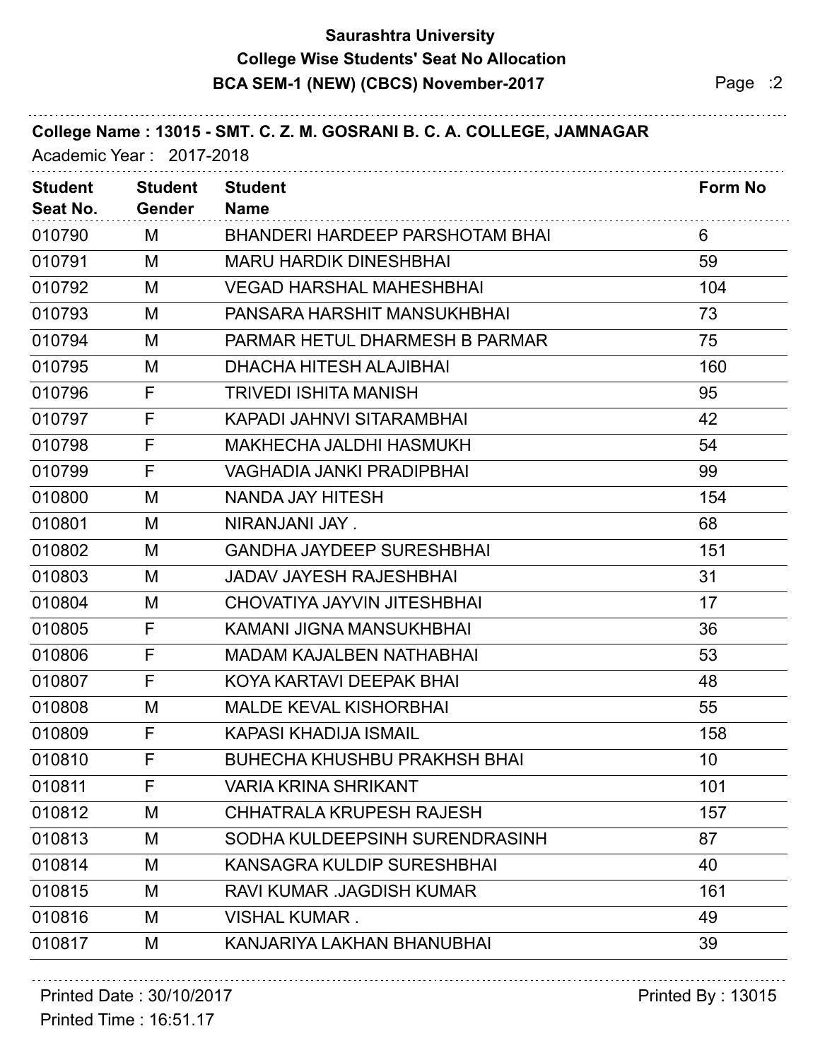# Saurashtra University

## College Wise Students' Seat No Allocation

### BCA SEM-1 (NEW) (CBCS) November-2017

**College Name : 13015 - SMT. C. Z. M. GOSRANI B. C. A. COLLEGE, JAMNAGAR**

Academic Year : 2017-2018

| Student Seat No. | Student Gender | Student Name | Form No |
|---|---|---|---|
| 010790 | M | BHANDERI HARDEEP PARSHOTAM BHAI | 6 |
| 010791 | M | MARU HARDIK DINESHBHAI | 59 |
| 010792 | M | VEGAD HARSHAL MAHESHBHAI | 104 |
| 010793 | M | PANSARA HARSHIT MANSUKHBHAI | 73 |
| 010794 | M | PARMAR HETUL DHARMESH B PARMAR | 75 |
| 010795 | M | DHACHA HITESH ALAJIBHAI | 160 |
| 010796 | F | TRIVEDI ISHITA MANISH | 95 |
| 010797 | F | KAPADI JAHNVI SITARAMBHAI | 42 |
| 010798 | F | MAKHECHA JALDHI HASMUKH | 54 |
| 010799 | F | VAGHADIA JANKI PRADIPBHAI | 99 |
| 010800 | M | NANDA JAY HITESH | 154 |
| 010801 | M | NIRANJANI JAY . | 68 |
| 010802 | M | GANDHA JAYDEEP SURESHBHAI | 151 |
| 010803 | M | JADAV JAYESH RAJESHBHAI | 31 |
| 010804 | M | CHOVATIYA JAYVIN JITESHBHAI | 17 |
| 010805 | F | KAMANI JIGNA MANSUKHBHAI | 36 |
| 010806 | F | MADAM KAJALBEN NATHABHAI | 53 |
| 010807 | F | KOYA KARTAVI DEEPAK BHAI | 48 |
| 010808 | M | MALDE KEVAL KISHORBHAI | 55 |
| 010809 | F | KAPASI KHADIJA ISMAIL | 158 |
| 010810 | F | BUHECHA KHUSHBU PRAKHSH BHAI | 10 |
| 010811 | F | VARIA KRINA SHRIKANT | 101 |
| 010812 | M | CHHATRALA KRUPESH RAJESH | 157 |
| 010813 | M | SODHA KULDEEPSINH SURENDRASINH | 87 |
| 010814 | M | KANSAGRA KULDIP SURESHBHAI | 40 |
| 010815 | M | RAVI KUMAR .JAGDISH KUMAR | 161 |
| 010816 | M | VISHAL KUMAR . | 49 |
| 010817 | M | KANJARIYA LAKHAN BHANUBHAI | 39 |

Printed Date : 30/10/2017

Printed Time : 16:51.17

Printed By : 13015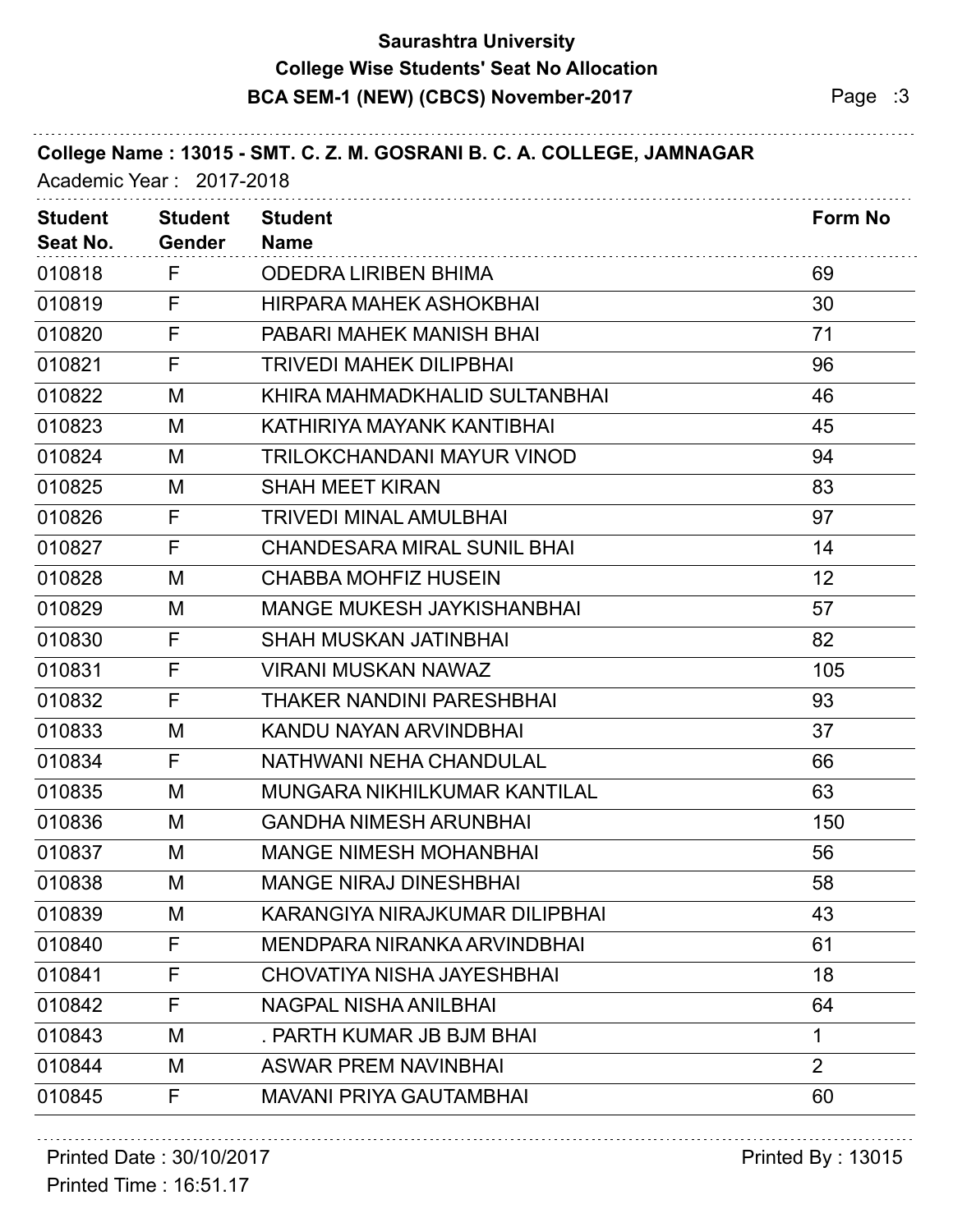# Saurashtra University
## College Wise Students' Seat No Allocation
## BCA SEM-1 (NEW) (CBCS) November-2017

**College Name : 13015 - SMT. C. Z. M. GOSRANI B. C. A. COLLEGE, JAMNAGAR**

Academic Year : 2017-2018

| Student Seat No. | Student Gender | Student Name | Form No |
|---|---|---|---|
| 010818 | F | ODEDRA LIRIBEN BHIMA | 69 |
| 010819 | F | HIRPARA MAHEK ASHOKBHAI | 30 |
| 010820 | F | PABARI MAHEK MANISH BHAI | 71 |
| 010821 | F | TRIVEDI MAHEK DILIPBHAI | 96 |
| 010822 | M | KHIRA MAHMADKHALID SULTANBHAI | 46 |
| 010823 | M | KATHIRIYA MAYANK KANTIBHAI | 45 |
| 010824 | M | TRILOKCHANDANI MAYUR VINOD | 94 |
| 010825 | M | SHAH MEET KIRAN | 83 |
| 010826 | F | TRIVEDI MINAL AMULBHAI | 97 |
| 010827 | F | CHANDESARA MIRAL SUNIL BHAI | 14 |
| 010828 | M | CHABBA MOHFIZ HUSEIN | 12 |
| 010829 | M | MANGE MUKESH JAYKISHANBHAI | 57 |
| 010830 | F | SHAH MUSKAN JATINBHAI | 82 |
| 010831 | F | VIRANI MUSKAN NAWAZ | 105 |
| 010832 | F | THAKER NANDINI PARESHBHAI | 93 |
| 010833 | M | KANDU NAYAN ARVINDBHAI | 37 |
| 010834 | F | NATHWANI NEHA CHANDULAL | 66 |
| 010835 | M | MUNGARA NIKHILKUMAR KANTILAL | 63 |
| 010836 | M | GANDHA NIMESH ARUNBHAI | 150 |
| 010837 | M | MANGE NIMESH MOHANBHAI | 56 |
| 010838 | M | MANGE NIRAJ DINESHBHAI | 58 |
| 010839 | M | KARANGIYA NIRAJKUMAR DILIPBHAI | 43 |
| 010840 | F | MENDPARA NIRANKA ARVINDBHAI | 61 |
| 010841 | F | CHOVATIYA NISHA JAYESHBHAI | 18 |
| 010842 | F | NAGPAL NISHA ANILBHAI | 64 |
| 010843 | M | . PARTH KUMAR JB BJM BHAI | 1 |
| 010844 | M | ASWAR PREM NAVINBHAI | 2 |
| 010845 | F | MAVANI PRIYA GAUTAMBHAI | 60 |

Printed Date : 30/10/2017

Printed Time : 16:51.17

Printed By : 13015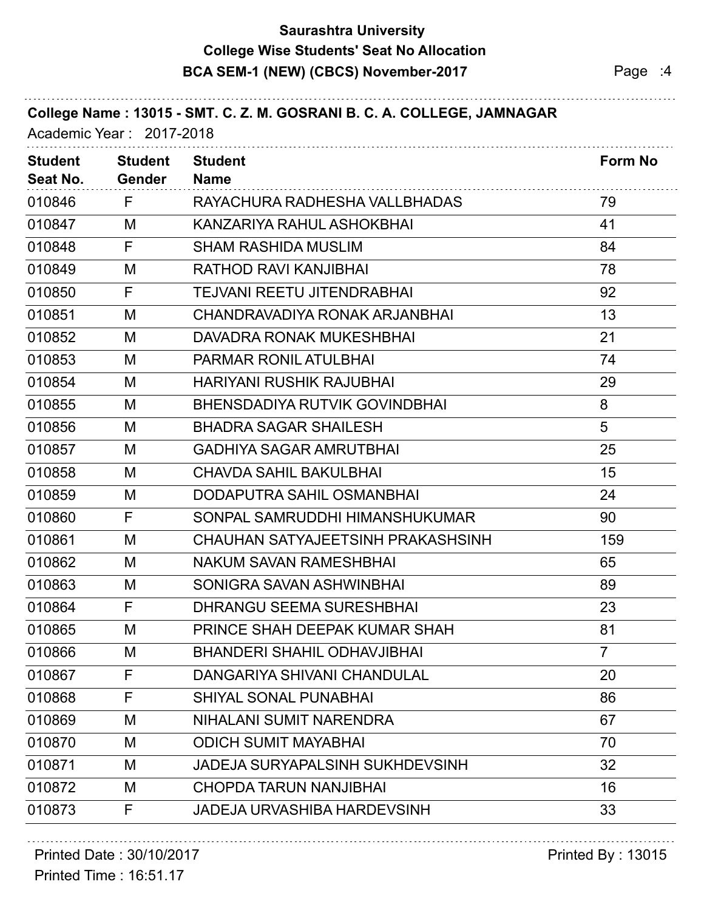**Saurashtra University**

**College Wise Students' Seat No Allocation**

**BCA SEM-1 (NEW) (CBCS) November-2017**

**College Name : 13015 - SMT. C. Z. M. GOSRANI B. C. A. COLLEGE, JAMNAGAR**

Academic Year : 2017-2018

| Student Seat No. | Student Gender | Student Name | Form No |
|---|---|---|---|
| 010846 | F | RAYACHURA RADHESHA VALLBHADAS | 79 |
| 010847 | M | KANZARIYA RAHUL ASHOKBHAI | 41 |
| 010848 | F | SHAM RASHIDA MUSLIM | 84 |
| 010849 | M | RATHOD RAVI KANJIBHAI | 78 |
| 010850 | F | TEJVANI REETU JITENDRABHAI | 92 |
| 010851 | M | CHANDRAVADIYA RONAK ARJANBHAI | 13 |
| 010852 | M | DAVADRA RONAK MUKESHBHAI | 21 |
| 010853 | M | PARMAR RONIL ATULBHAI | 74 |
| 010854 | M | HARIYANI RUSHIK RAJUBHAI | 29 |
| 010855 | M | BHENSDADIYA RUTVIK GOVINDBHAI | 8 |
| 010856 | M | BHADRA SAGAR SHAILESH | 5 |
| 010857 | M | GADHIYA SAGAR AMRUTBHAI | 25 |
| 010858 | M | CHAVDA SAHIL BAKULBHAI | 15 |
| 010859 | M | DODAPUTRA SAHIL OSMANBHAI | 24 |
| 010860 | F | SONPAL SAMRUDDHI HIMANSHUKUMAR | 90 |
| 010861 | M | CHAUHAN SATYAJEETSINH PRAKASHSINH | 159 |
| 010862 | M | NAKUM SAVAN RAMESHBHAI | 65 |
| 010863 | M | SONIGRA SAVAN ASHWINBHAI | 89 |
| 010864 | F | DHRANGU SEEMA SURESHBHAI | 23 |
| 010865 | M | PRINCE SHAH DEEPAK KUMAR SHAH | 81 |
| 010866 | M | BHANDERI SHAHIL ODHAVJIBHAI | 7 |
| 010867 | F | DANGARIYA SHIVANI CHANDULAL | 20 |
| 010868 | F | SHIYAL SONAL PUNABHAI | 86 |
| 010869 | M | NIHALANI SUMIT NARENDRA | 67 |
| 010870 | M | ODICH SUMIT MAYABHAI | 70 |
| 010871 | M | JADEJA SURYAPALSINH SUKHDEVSINH | 32 |
| 010872 | M | CHOPDA TARUN NANJIBHAI | 16 |
| 010873 | F | JADEJA URVASHIBA HARDEVSINH | 33 |

Printed Date : 30/10/2017

Printed Time : 16:51.17

Printed By : 13015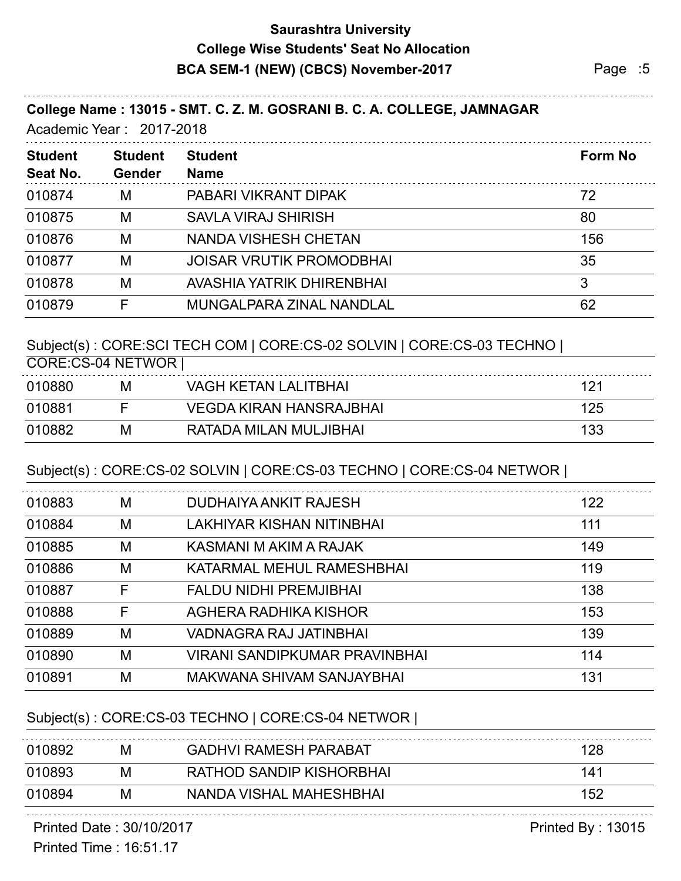# Saurashtra University

## College Wise Students' Seat No Allocation

## BCA SEM-1 (NEW) (CBCS) November-2017

**College Name : 13015 - SMT. C. Z. M. GOSRANI B. C. A. COLLEGE, JAMNAGAR**

Academic Year : 2017-2018

| Student Seat No. | Student Gender | Student Name | Form No |
|---|---|---|---|
| 010874 | M | PABARI VIKRANT DIPAK | 72 |
| 010875 | M | SAVLA VIRAJ SHIRISH | 80 |
| 010876 | M | NANDA VISHESH CHETAN | 156 |
| 010877 | M | JOISAR VRUTIK PROMODBHAI | 35 |
| 010878 | M | AVASHIA YATRIK DHIRENBHAI | 3 |
| 010879 | F | MUNGALPARA ZINAL NANDLAL | 62 |

Subject(s) : CORE:SCI TECH COM | CORE:CS-02 SOLVIN | CORE:CS-03 TECHNO | CORE:CS-04 NETWOR |

| Student Seat No. | Student Gender | Student Name | Form No |
|---|---|---|---|
| 010880 | M | VAGH KETAN LALITBHAI | 121 |
| 010881 | F | VEGDA KIRAN HANSRAJBHAI | 125 |
| 010882 | M | RATADA MILAN MULJIBHAI | 133 |

Subject(s) : CORE:CS-02 SOLVIN | CORE:CS-03 TECHNO | CORE:CS-04 NETWOR |

| Student Seat No. | Student Gender | Student Name | Form No |
|---|---|---|---|
| 010883 | M | DUDHAIYA ANKIT RAJESH | 122 |
| 010884 | M | LAKHIYAR KISHAN NITINBHAI | 111 |
| 010885 | M | KASMANI M AKIM A RAJAK | 149 |
| 010886 | M | KATARMAL MEHUL RAMESHBHAI | 119 |
| 010887 | F | FALDU NIDHI PREMJIBHAI | 138 |
| 010888 | F | AGHERA RADHIKA KISHOR | 153 |
| 010889 | M | VADNAGRA RAJ JATINBHAI | 139 |
| 010890 | M | VIRANI SANDIPKUMAR PRAVINBHAI | 114 |
| 010891 | M | MAKWANA SHIVAM SANJAYBHAI | 131 |

Subject(s) : CORE:CS-03 TECHNO | CORE:CS-04 NETWOR |

| Student Seat No. | Student Gender | Student Name | Form No |
|---|---|---|---|
| 010892 | M | GADHVI RAMESH PARABAT | 128 |
| 010893 | M | RATHOD SANDIP KISHORBHAI | 141 |
| 010894 | M | NANDA VISHAL MAHESHBHAI | 152 |

Printed Date : 30/10/2017
Printed Time : 16:51.17

Printed By : 13015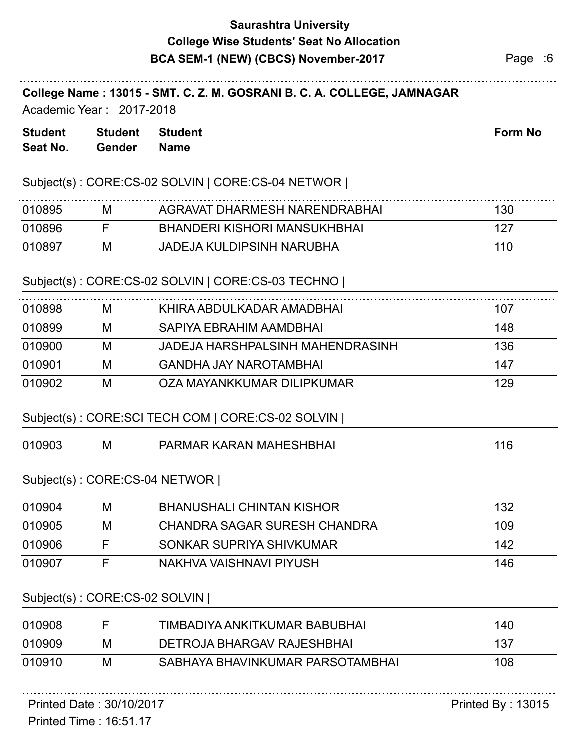# Saurashtra University

## College Wise Students' Seat No Allocation

## BCA SEM-1 (NEW) (CBCS) November-2017

**College Name : 13015 - SMT. C. Z. M. GOSRANI B. C. A. COLLEGE, JAMNAGAR**

Academic Year : 2017-2018

Subject(s) : CORE:CS-02 SOLVIN | CORE:CS-04 NETWOR |

| Student Seat No. | Student Gender | Student Name | Form No |
|---|---|---|---|
| 010895 | M | AGRAVAT DHARMESH NARENDRABHAI | 130 |
| 010896 | F | BHANDERI KISHORI MANSUKHBHAI | 127 |
| 010897 | M | JADEJA KULDIPSINH NARUBHA | 110 |

Subject(s) : CORE:CS-02 SOLVIN | CORE:CS-03 TECHNO |

| Student Seat No. | Student Gender | Student Name | Form No |
|---|---|---|---|
| 010898 | M | KHIRA ABDULKADAR AMADBHAI | 107 |
| 010899 | M | SAPIYA EBRAHIM AAMDBHAI | 148 |
| 010900 | M | JADEJA HARSHPALSINH MAHENDRASINH | 136 |
| 010901 | M | GANDHA JAY NAROTAMBHAI | 147 |
| 010902 | M | OZA MAYANKKUMAR DILIPKUMAR | 129 |

Subject(s) : CORE:SCI TECH COM | CORE:CS-02 SOLVIN |

| Student Seat No. | Student Gender | Student Name | Form No |
|---|---|---|---|
| 010903 | M | PARMAR KARAN MAHESHBHAI | 116 |

Subject(s) : CORE:CS-04 NETWOR |

| Student Seat No. | Student Gender | Student Name | Form No |
|---|---|---|---|
| 010904 | M | BHANUSHALI CHINTAN KISHOR | 132 |
| 010905 | M | CHANDRA SAGAR SURESH CHANDRA | 109 |
| 010906 | F | SONKAR SUPRIYA SHIVKUMAR | 142 |
| 010907 | F | NAKHVA VAISHNAVI PIYUSH | 146 |

Subject(s) : CORE:CS-02 SOLVIN |

| Student Seat No. | Student Gender | Student Name | Form No |
|---|---|---|---|
| 010908 | F | TIMBADIYA ANKITKUMAR BABUBHAI | 140 |
| 010909 | M | DETROJA BHARGAV RAJESHBHAI | 137 |
| 010910 | M | SABHAYA BHAVINKUMAR PARSOTAMBHAI | 108 |

Printed Date : 30/10/2017

Printed Time : 16:51.17

Printed By : 13015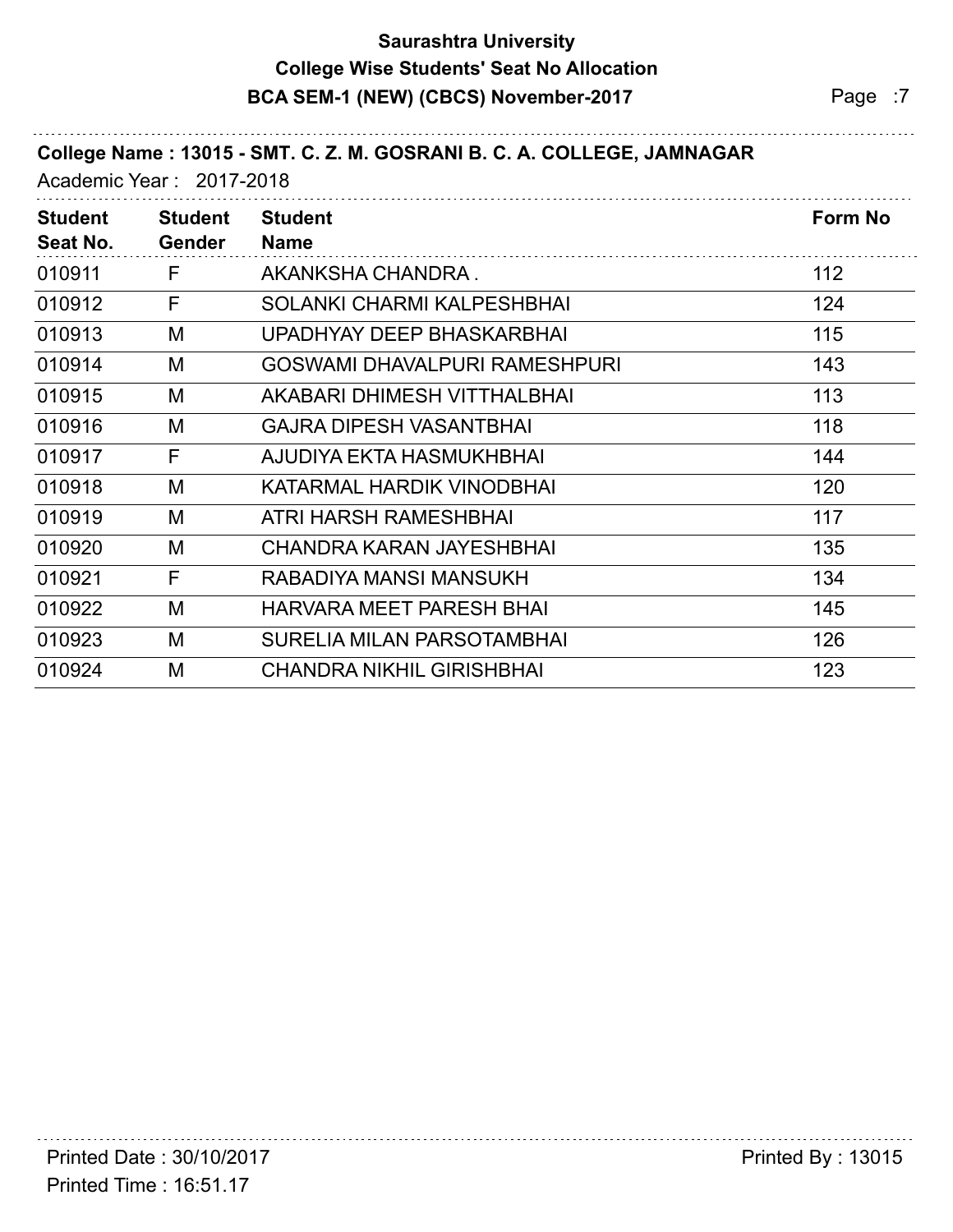# Saurashtra University
## College Wise Students' Seat No Allocation
## BCA SEM-1 (NEW) (CBCS) November-2017

**College Name : 13015 - SMT. C. Z. M. GOSRANI B. C. A. COLLEGE, JAMNAGAR**

Academic Year : 2017-2018

| Student Seat No. | Student Gender | Student Name | Form No |
|---|---|---|---|
| 010911 | F | AKANKSHA CHANDRA . | 112 |
| 010912 | F | SOLANKI CHARMI KALPESHBHAI | 124 |
| 010913 | M | UPADHYAY DEEP BHASKARBHAI | 115 |
| 010914 | M | GOSWAMI DHAVALPURI RAMESHPURI | 143 |
| 010915 | M | AKABARI DHIMESH VITTHALBHAI | 113 |
| 010916 | M | GAJRA DIPESH VASANTBHAI | 118 |
| 010917 | F | AJUDIYA EKTA HASMUKHBHAI | 144 |
| 010918 | M | KATARMAL HARDIK VINODBHAI | 120 |
| 010919 | M | ATRI HARSH RAMESHBHAI | 117 |
| 010920 | M | CHANDRA KARAN JAYESHBHAI | 135 |
| 010921 | F | RABADIYA MANSI MANSUKH | 134 |
| 010922 | M | HARVARA MEET PARESH BHAI | 145 |
| 010923 | M | SURELIA MILAN PARSOTAMBHAI | 126 |
| 010924 | M | CHANDRA NIKHIL GIRISHBHAI | 123 |

Printed Date : 30/10/2017

Printed Time : 16:51.17

Printed By : 13015